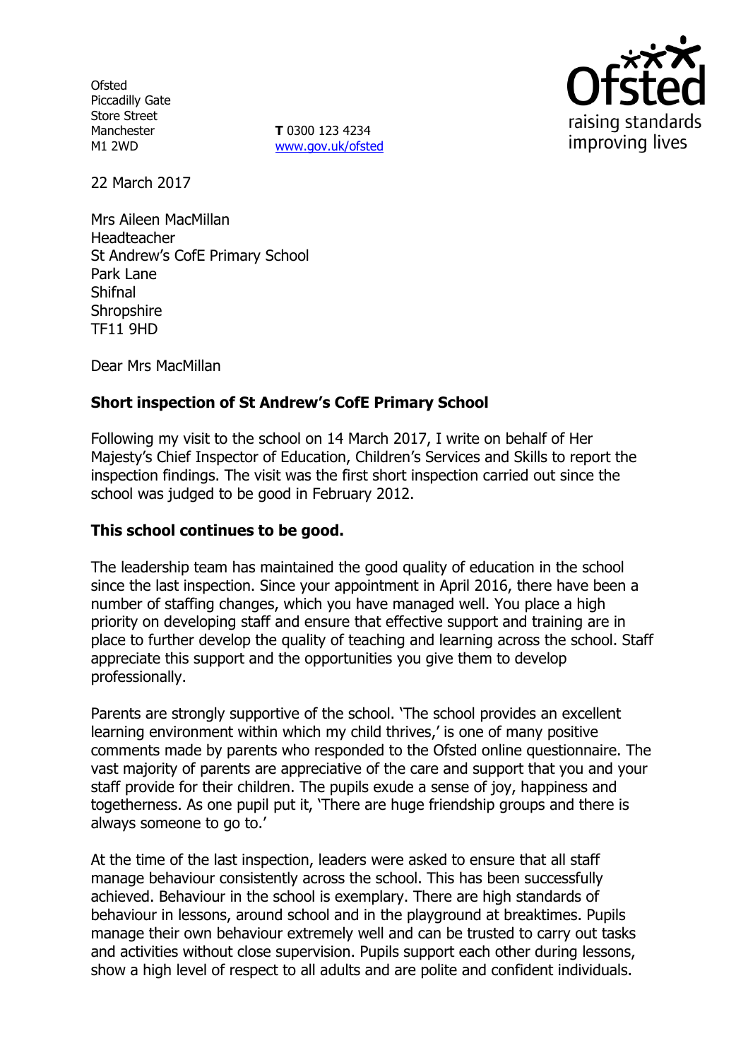Ofsted
Piccadilly Gate
Store Street
Manchester
M1 2WD

**T** 0300 123 4234
www.gov.uk/ofsted

22 March 2017

Mrs Aileen MacMillan
Headteacher
St Andrew's CofE Primary School
Park Lane
Shifnal
Shropshire
TF11 9HD

Dear Mrs MacMillan

**Short inspection of St Andrew's CofE Primary School**

Following my visit to the school on 14 March 2017, I write on behalf of Her Majesty's Chief Inspector of Education, Children's Services and Skills to report the inspection findings. The visit was the first short inspection carried out since the school was judged to be good in February 2012.

**This school continues to be good.**

The leadership team has maintained the good quality of education in the school since the last inspection. Since your appointment in April 2016, there have been a number of staffing changes, which you have managed well. You place a high priority on developing staff and ensure that effective support and training are in place to further develop the quality of teaching and learning across the school. Staff appreciate this support and the opportunities you give them to develop professionally.

Parents are strongly supportive of the school. 'The school provides an excellent learning environment within which my child thrives,' is one of many positive comments made by parents who responded to the Ofsted online questionnaire. The vast majority of parents are appreciative of the care and support that you and your staff provide for their children. The pupils exude a sense of joy, happiness and togetherness. As one pupil put it, 'There are huge friendship groups and there is always someone to go to.'

At the time of the last inspection, leaders were asked to ensure that all staff manage behaviour consistently across the school. This has been successfully achieved. Behaviour in the school is exemplary. There are high standards of behaviour in lessons, around school and in the playground at breaktimes. Pupils manage their own behaviour extremely well and can be trusted to carry out tasks and activities without close supervision. Pupils support each other during lessons, show a high level of respect to all adults and are polite and confident individuals.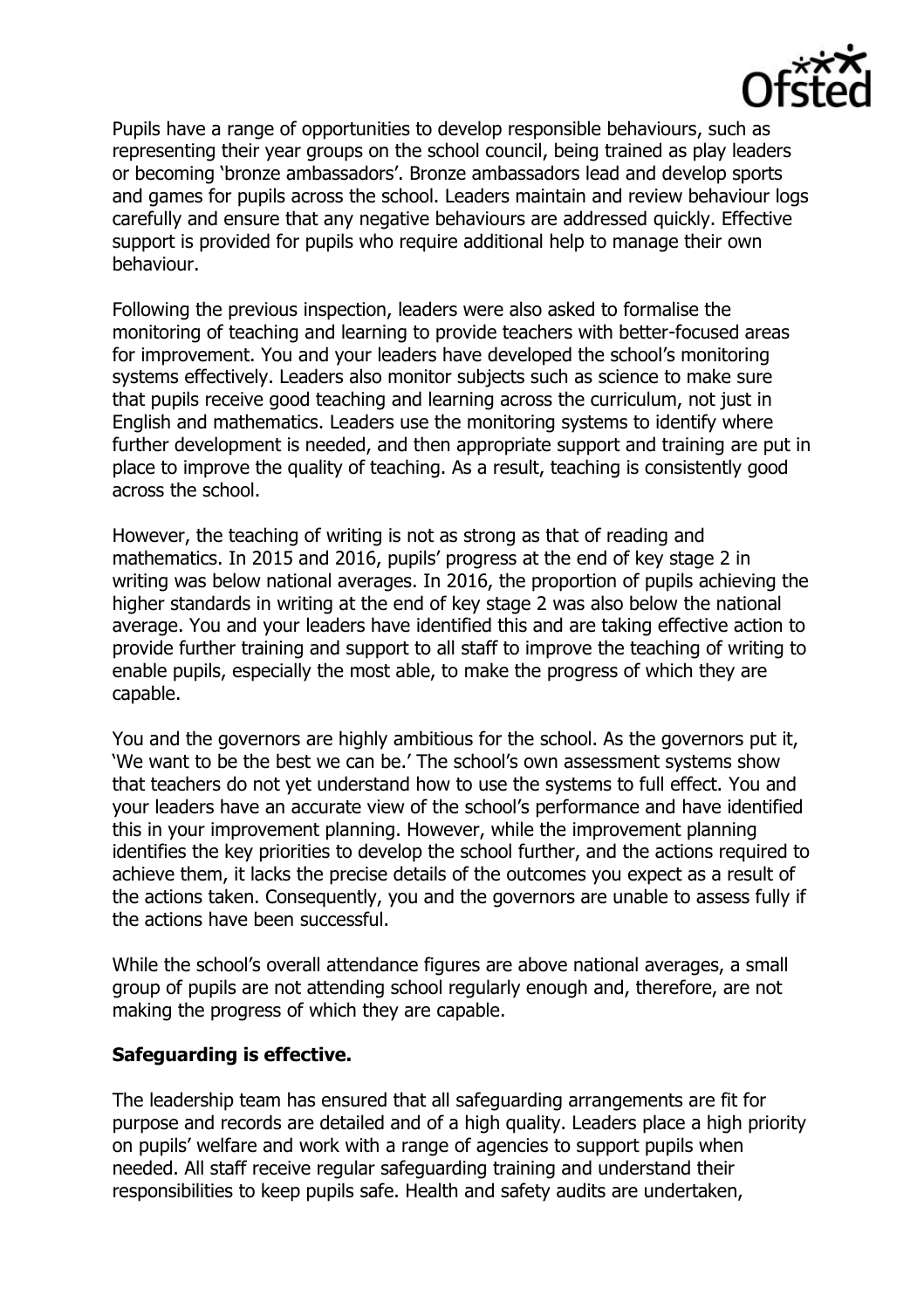Pupils have a range of opportunities to develop responsible behaviours, such as representing their year groups on the school council, being trained as play leaders or becoming 'bronze ambassadors'. Bronze ambassadors lead and develop sports and games for pupils across the school. Leaders maintain and review behaviour logs carefully and ensure that any negative behaviours are addressed quickly. Effective support is provided for pupils who require additional help to manage their own behaviour.

Following the previous inspection, leaders were also asked to formalise the monitoring of teaching and learning to provide teachers with better-focused areas for improvement. You and your leaders have developed the school's monitoring systems effectively. Leaders also monitor subjects such as science to make sure that pupils receive good teaching and learning across the curriculum, not just in English and mathematics. Leaders use the monitoring systems to identify where further development is needed, and then appropriate support and training are put in place to improve the quality of teaching. As a result, teaching is consistently good across the school.

However, the teaching of writing is not as strong as that of reading and mathematics. In 2015 and 2016, pupils' progress at the end of key stage 2 in writing was below national averages. In 2016, the proportion of pupils achieving the higher standards in writing at the end of key stage 2 was also below the national average. You and your leaders have identified this and are taking effective action to provide further training and support to all staff to improve the teaching of writing to enable pupils, especially the most able, to make the progress of which they are capable.

You and the governors are highly ambitious for the school. As the governors put it, 'We want to be the best we can be.' The school's own assessment systems show that teachers do not yet understand how to use the systems to full effect. You and your leaders have an accurate view of the school's performance and have identified this in your improvement planning. However, while the improvement planning identifies the key priorities to develop the school further, and the actions required to achieve them, it lacks the precise details of the outcomes you expect as a result of the actions taken. Consequently, you and the governors are unable to assess fully if the actions have been successful.

While the school's overall attendance figures are above national averages, a small group of pupils are not attending school regularly enough and, therefore, are not making the progress of which they are capable.

**Safeguarding is effective.**

The leadership team has ensured that all safeguarding arrangements are fit for purpose and records are detailed and of a high quality. Leaders place a high priority on pupils' welfare and work with a range of agencies to support pupils when needed. All staff receive regular safeguarding training and understand their responsibilities to keep pupils safe. Health and safety audits are undertaken,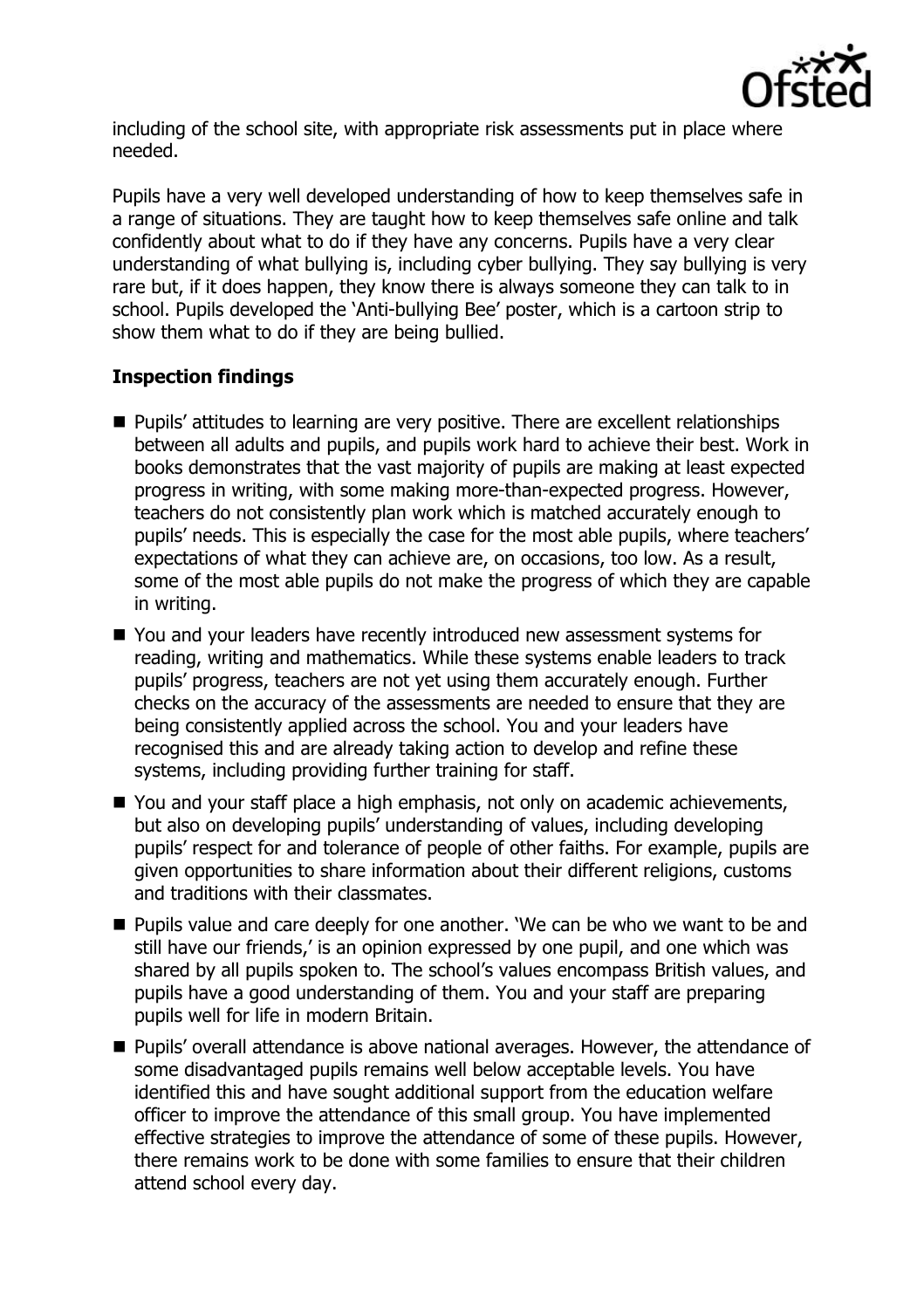including of the school site, with appropriate risk assessments put in place where needed.

Pupils have a very well developed understanding of how to keep themselves safe in a range of situations. They are taught how to keep themselves safe online and talk confidently about what to do if they have any concerns. Pupils have a very clear understanding of what bullying is, including cyber bullying. They say bullying is very rare but, if it does happen, they know there is always someone they can talk to in school. Pupils developed the 'Anti-bullying Bee' poster, which is a cartoon strip to show them what to do if they are being bullied.

## Inspection findings

- Pupils' attitudes to learning are very positive. There are excellent relationships between all adults and pupils, and pupils work hard to achieve their best. Work in books demonstrates that the vast majority of pupils are making at least expected progress in writing, with some making more-than-expected progress. However, teachers do not consistently plan work which is matched accurately enough to pupils' needs. This is especially the case for the most able pupils, where teachers' expectations of what they can achieve are, on occasions, too low. As a result, some of the most able pupils do not make the progress of which they are capable in writing.
- You and your leaders have recently introduced new assessment systems for reading, writing and mathematics. While these systems enable leaders to track pupils' progress, teachers are not yet using them accurately enough. Further checks on the accuracy of the assessments are needed to ensure that they are being consistently applied across the school. You and your leaders have recognised this and are already taking action to develop and refine these systems, including providing further training for staff.
- You and your staff place a high emphasis, not only on academic achievements, but also on developing pupils' understanding of values, including developing pupils' respect for and tolerance of people of other faiths. For example, pupils are given opportunities to share information about their different religions, customs and traditions with their classmates.
- Pupils value and care deeply for one another. 'We can be who we want to be and still have our friends,' is an opinion expressed by one pupil, and one which was shared by all pupils spoken to. The school's values encompass British values, and pupils have a good understanding of them. You and your staff are preparing pupils well for life in modern Britain.
- Pupils' overall attendance is above national averages. However, the attendance of some disadvantaged pupils remains well below acceptable levels. You have identified this and have sought additional support from the education welfare officer to improve the attendance of this small group. You have implemented effective strategies to improve the attendance of some of these pupils. However, there remains work to be done with some families to ensure that their children attend school every day.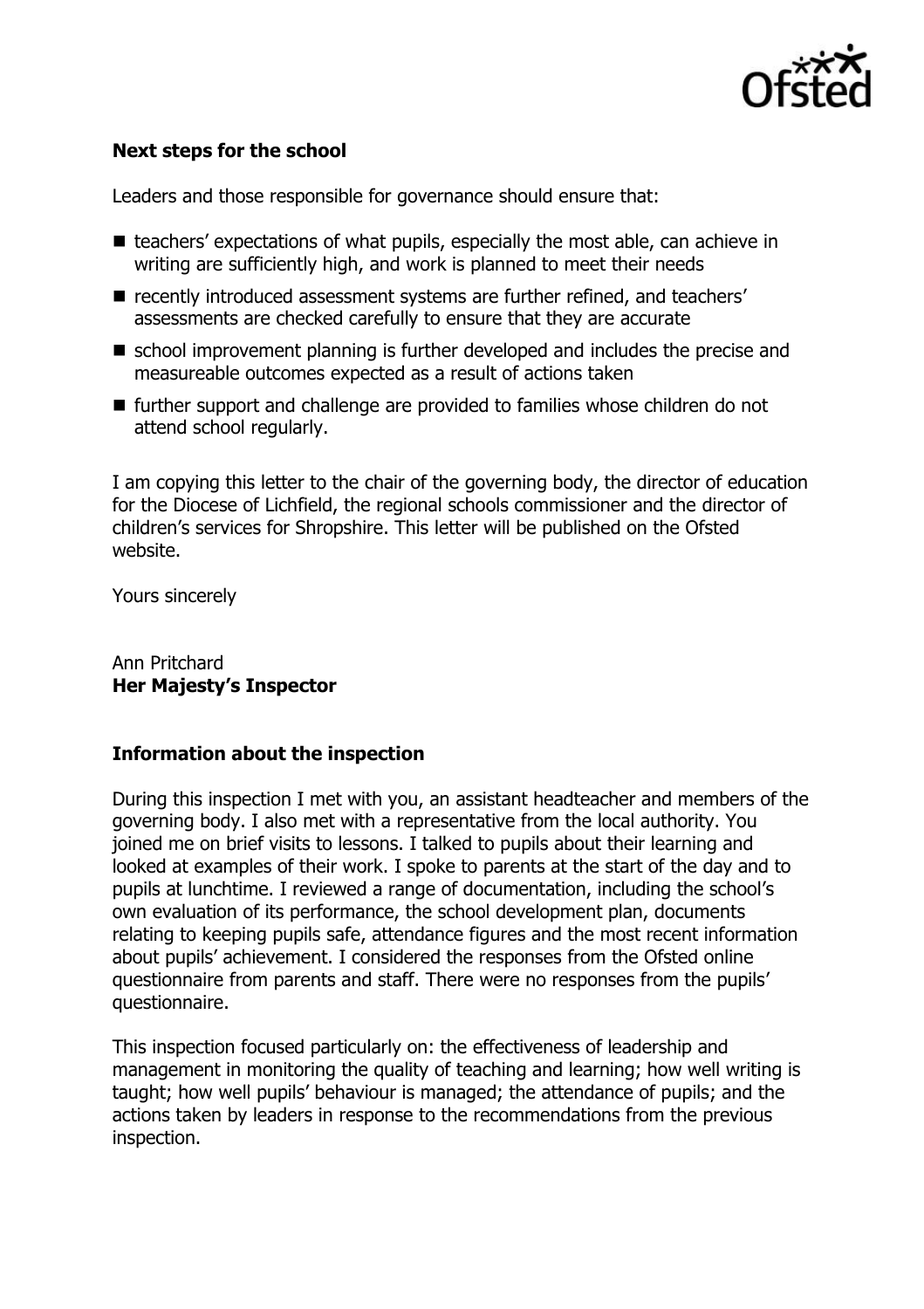**Next steps for the school**

Leaders and those responsible for governance should ensure that:

- teachers' expectations of what pupils, especially the most able, can achieve in writing are sufficiently high, and work is planned to meet their needs
- recently introduced assessment systems are further refined, and teachers' assessments are checked carefully to ensure that they are accurate
- school improvement planning is further developed and includes the precise and measureable outcomes expected as a result of actions taken
- further support and challenge are provided to families whose children do not attend school regularly.

I am copying this letter to the chair of the governing body, the director of education for the Diocese of Lichfield, the regional schools commissioner and the director of children's services for Shropshire. This letter will be published on the Ofsted website.

Yours sincerely

Ann Pritchard
**Her Majesty's Inspector**

**Information about the inspection**

During this inspection I met with you, an assistant headteacher and members of the governing body. I also met with a representative from the local authority. You joined me on brief visits to lessons. I talked to pupils about their learning and looked at examples of their work. I spoke to parents at the start of the day and to pupils at lunchtime. I reviewed a range of documentation, including the school's own evaluation of its performance, the school development plan, documents relating to keeping pupils safe, attendance figures and the most recent information about pupils' achievement. I considered the responses from the Ofsted online questionnaire from parents and staff. There were no responses from the pupils' questionnaire.

This inspection focused particularly on: the effectiveness of leadership and management in monitoring the quality of teaching and learning; how well writing is taught; how well pupils' behaviour is managed; the attendance of pupils; and the actions taken by leaders in response to the recommendations from the previous inspection.